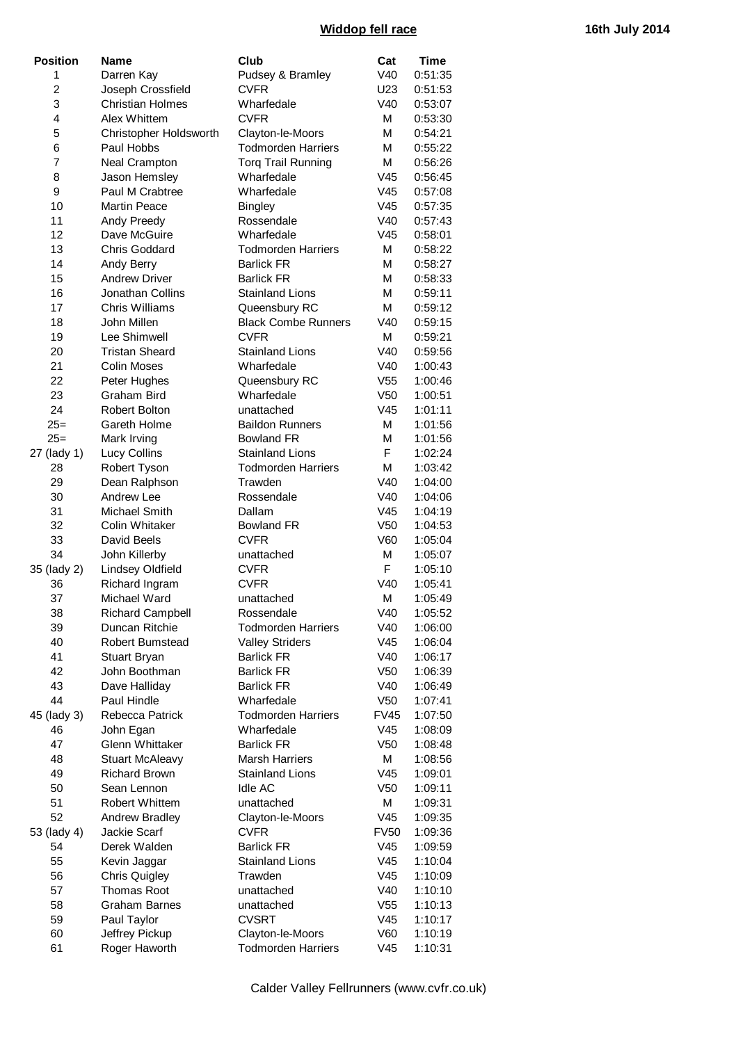# Widdop fell race

**16th July 2014**

| Position | Name | Club | Cat | Time |
|---|---|---|---|---|
| 1 | Darren Kay | Pudsey & Bramley | V40 | 0:51:35 |
| 2 | Joseph Crossfield | CVFR | U23 | 0:51:53 |
| 3 | Christian Holmes | Wharfedale | V40 | 0:53:07 |
| 4 | Alex Whittem | CVFR | M | 0:53:30 |
| 5 | Christopher Holdsworth | Clayton-le-Moors | M | 0:54:21 |
| 6 | Paul Hobbs | Todmorden Harriers | M | 0:55:22 |
| 7 | Neal Crampton | Torq Trail Running | M | 0:56:26 |
| 8 | Jason Hemsley | Wharfedale | V45 | 0:56:45 |
| 9 | Paul M Crabtree | Wharfedale | V45 | 0:57:08 |
| 10 | Martin Peace | Bingley | V45 | 0:57:35 |
| 11 | Andy Preedy | Rossendale | V40 | 0:57:43 |
| 12 | Dave McGuire | Wharfedale | V45 | 0:58:01 |
| 13 | Chris Goddard | Todmorden Harriers | M | 0:58:22 |
| 14 | Andy Berry | Barlick FR | M | 0:58:27 |
| 15 | Andrew Driver | Barlick FR | M | 0:58:33 |
| 16 | Jonathan Collins | Stainland Lions | M | 0:59:11 |
| 17 | Chris Williams | Queensbury RC | M | 0:59:12 |
| 18 | John Millen | Black Combe Runners | V40 | 0:59:15 |
| 19 | Lee Shimwell | CVFR | M | 0:59:21 |
| 20 | Tristan Sheard | Stainland Lions | V40 | 0:59:56 |
| 21 | Colin Moses | Wharfedale | V40 | 1:00:43 |
| 22 | Peter Hughes | Queensbury RC | V55 | 1:00:46 |
| 23 | Graham Bird | Wharfedale | V50 | 1:00:51 |
| 24 | Robert Bolton | unattached | V45 | 1:01:11 |
| 25= | Gareth Holme | Baildon Runners | M | 1:01:56 |
| 25= | Mark Irving | Bowland FR | M | 1:01:56 |
| 27 (lady 1) | Lucy Collins | Stainland Lions | F | 1:02:24 |
| 28 | Robert Tyson | Todmorden Harriers | M | 1:03:42 |
| 29 | Dean Ralphson | Trawden | V40 | 1:04:00 |
| 30 | Andrew Lee | Rossendale | V40 | 1:04:06 |
| 31 | Michael Smith | Dallam | V45 | 1:04:19 |
| 32 | Colin Whitaker | Bowland FR | V50 | 1:04:53 |
| 33 | David Beels | CVFR | V60 | 1:05:04 |
| 34 | John Killerby | unattached | M | 1:05:07 |
| 35 (lady 2) | Lindsey Oldfield | CVFR | F | 1:05:10 |
| 36 | Richard Ingram | CVFR | V40 | 1:05:41 |
| 37 | Michael Ward | unattached | M | 1:05:49 |
| 38 | Richard Campbell | Rossendale | V40 | 1:05:52 |
| 39 | Duncan Ritchie | Todmorden Harriers | V40 | 1:06:00 |
| 40 | Robert Bumstead | Valley Striders | V45 | 1:06:04 |
| 41 | Stuart Bryan | Barlick FR | V40 | 1:06:17 |
| 42 | John Boothman | Barlick FR | V50 | 1:06:39 |
| 43 | Dave Halliday | Barlick FR | V40 | 1:06:49 |
| 44 | Paul Hindle | Wharfedale | V50 | 1:07:41 |
| 45 (lady 3) | Rebecca Patrick | Todmorden Harriers | FV45 | 1:07:50 |
| 46 | John Egan | Wharfedale | V45 | 1:08:09 |
| 47 | Glenn Whittaker | Barlick FR | V50 | 1:08:48 |
| 48 | Stuart McAleavy | Marsh Harriers | M | 1:08:56 |
| 49 | Richard Brown | Stainland Lions | V45 | 1:09:01 |
| 50 | Sean Lennon | Idle AC | V50 | 1:09:11 |
| 51 | Robert Whittem | unattached | M | 1:09:31 |
| 52 | Andrew Bradley | Clayton-le-Moors | V45 | 1:09:35 |
| 53 (lady 4) | Jackie Scarf | CVFR | FV50 | 1:09:36 |
| 54 | Derek Walden | Barlick FR | V45 | 1:09:59 |
| 55 | Kevin Jaggar | Stainland Lions | V45 | 1:10:04 |
| 56 | Chris Quigley | Trawden | V45 | 1:10:09 |
| 57 | Thomas Root | unattached | V40 | 1:10:10 |
| 58 | Graham Barnes | unattached | V55 | 1:10:13 |
| 59 | Paul Taylor | CVSRT | V45 | 1:10:17 |
| 60 | Jeffrey Pickup | Clayton-le-Moors | V60 | 1:10:19 |
| 61 | Roger Haworth | Todmorden Harriers | V45 | 1:10:31 |

Calder Valley Fellrunners (www.cvfr.co.uk)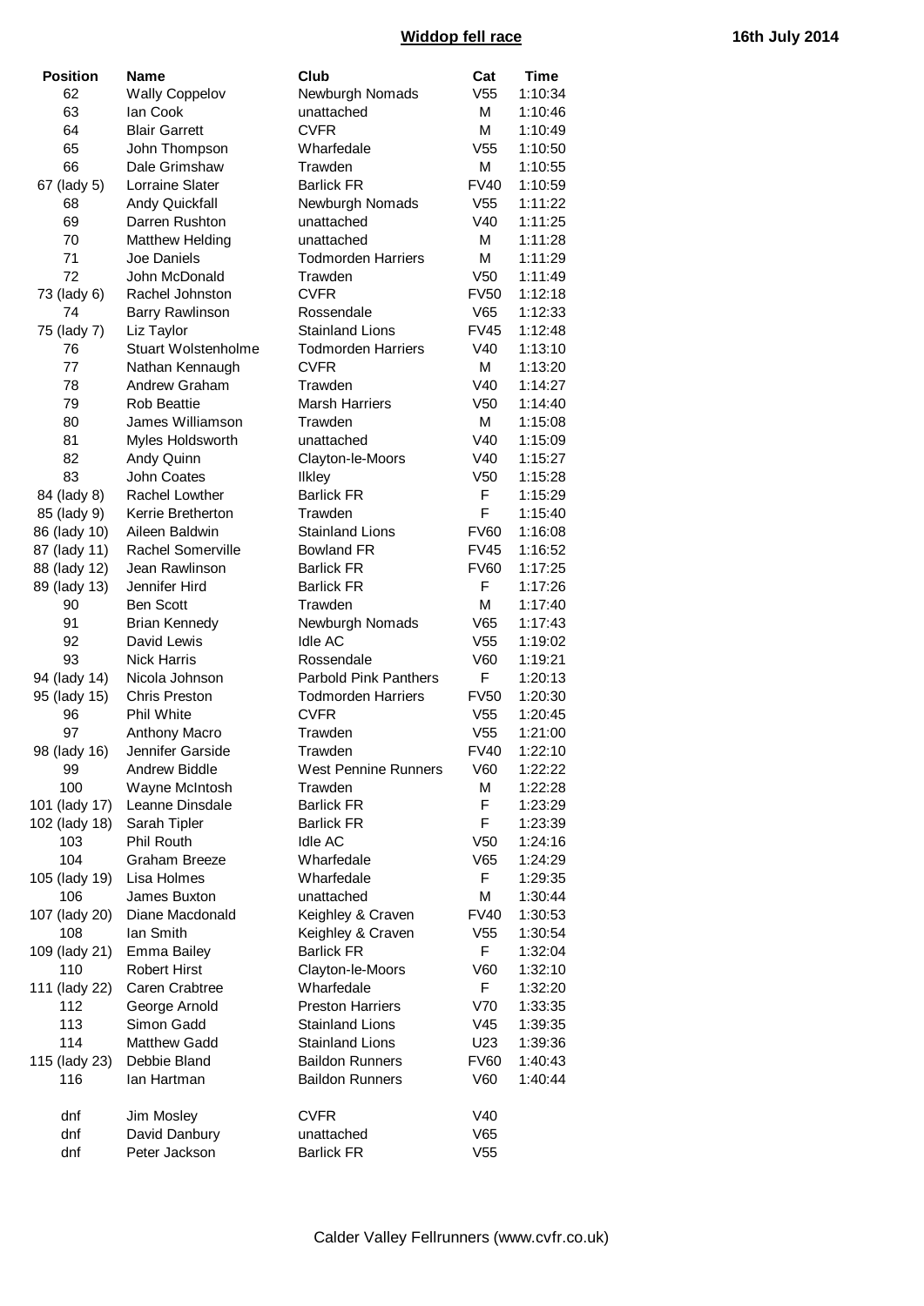**Widdop fell race** **16th July 2014**

| Position | Name | Club | Cat | Time |
|---|---|---|---|---|
| 62 | Wally Coppelov | Newburgh Nomads | V55 | 1:10:34 |
| 63 | Ian Cook | unattached | M | 1:10:46 |
| 64 | Blair Garrett | CVFR | M | 1:10:49 |
| 65 | John Thompson | Wharfedale | V55 | 1:10:50 |
| 66 | Dale Grimshaw | Trawden | M | 1:10:55 |
| 67 (lady 5) | Lorraine Slater | Barlick FR | FV40 | 1:10:59 |
| 68 | Andy Quickfall | Newburgh Nomads | V55 | 1:11:22 |
| 69 | Darren Rushton | unattached | V40 | 1:11:25 |
| 70 | Matthew Helding | unattached | M | 1:11:28 |
| 71 | Joe Daniels | Todmorden Harriers | M | 1:11:29 |
| 72 | John McDonald | Trawden | V50 | 1:11:49 |
| 73 (lady 6) | Rachel Johnston | CVFR | FV50 | 1:12:18 |
| 74 | Barry Rawlinson | Rossendale | V65 | 1:12:33 |
| 75 (lady 7) | Liz Taylor | Stainland Lions | FV45 | 1:12:48 |
| 76 | Stuart Wolstenholme | Todmorden Harriers | V40 | 1:13:10 |
| 77 | Nathan Kennaugh | CVFR | M | 1:13:20 |
| 78 | Andrew Graham | Trawden | V40 | 1:14:27 |
| 79 | Rob Beattie | Marsh Harriers | V50 | 1:14:40 |
| 80 | James Williamson | Trawden | M | 1:15:08 |
| 81 | Myles Holdsworth | unattached | V40 | 1:15:09 |
| 82 | Andy Quinn | Clayton-le-Moors | V40 | 1:15:27 |
| 83 | John Coates | Ilkley | V50 | 1:15:28 |
| 84 (lady 8) | Rachel Lowther | Barlick FR | F | 1:15:29 |
| 85 (lady 9) | Kerrie Bretherton | Trawden | F | 1:15:40 |
| 86 (lady 10) | Aileen Baldwin | Stainland Lions | FV60 | 1:16:08 |
| 87 (lady 11) | Rachel Somerville | Bowland FR | FV45 | 1:16:52 |
| 88 (lady 12) | Jean Rawlinson | Barlick FR | FV60 | 1:17:25 |
| 89 (lady 13) | Jennifer Hird | Barlick FR | F | 1:17:26 |
| 90 | Ben Scott | Trawden | M | 1:17:40 |
| 91 | Brian Kennedy | Newburgh Nomads | V65 | 1:17:43 |
| 92 | David Lewis | Idle AC | V55 | 1:19:02 |
| 93 | Nick Harris | Rossendale | V60 | 1:19:21 |
| 94 (lady 14) | Nicola Johnson | Parbold Pink Panthers | F | 1:20:13 |
| 95 (lady 15) | Chris Preston | Todmorden Harriers | FV50 | 1:20:30 |
| 96 | Phil White | CVFR | V55 | 1:20:45 |
| 97 | Anthony Macro | Trawden | V55 | 1:21:00 |
| 98 (lady 16) | Jennifer Garside | Trawden | FV40 | 1:22:10 |
| 99 | Andrew Biddle | West Pennine Runners | V60 | 1:22:22 |
| 100 | Wayne McIntosh | Trawden | M | 1:22:28 |
| 101 (lady 17) | Leanne Dinsdale | Barlick FR | F | 1:23:29 |
| 102 (lady 18) | Sarah Tipler | Barlick FR | F | 1:23:39 |
| 103 | Phil Routh | Idle AC | V50 | 1:24:16 |
| 104 | Graham Breeze | Wharfedale | V65 | 1:24:29 |
| 105 (lady 19) | Lisa Holmes | Wharfedale | F | 1:29:35 |
| 106 | James Buxton | unattached | M | 1:30:44 |
| 107 (lady 20) | Diane Macdonald | Keighley & Craven | FV40 | 1:30:53 |
| 108 | Ian Smith | Keighley & Craven | V55 | 1:30:54 |
| 109 (lady 21) | Emma Bailey | Barlick FR | F | 1:32:04 |
| 110 | Robert Hirst | Clayton-le-Moors | V60 | 1:32:10 |
| 111 (lady 22) | Caren Crabtree | Wharfedale | F | 1:32:20 |
| 112 | George Arnold | Preston Harriers | V70 | 1:33:35 |
| 113 | Simon Gadd | Stainland Lions | V45 | 1:39:35 |
| 114 | Matthew Gadd | Stainland Lions | U23 | 1:39:36 |
| 115 (lady 23) | Debbie Bland | Baildon Runners | FV60 | 1:40:43 |
| 116 | Ian Hartman | Baildon Runners | V60 | 1:40:44 |
| dnf | Jim Mosley | CVFR | V40 | |
| dnf | David Danbury | unattached | V65 | |
| dnf | Peter Jackson | Barlick FR | V55 | |

Calder Valley Fellrunners (www.cvfr.co.uk)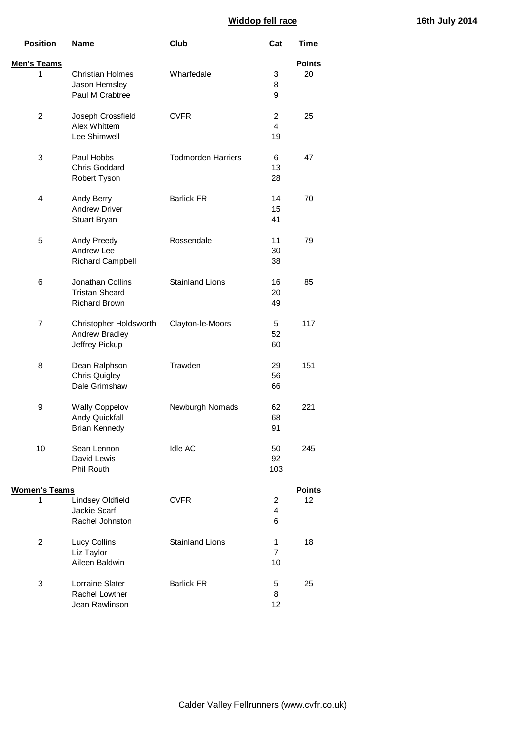**Widdop fell race** **16th July 2014**

| Position | Name | Club | Cat | Time |
|---|---|---|---|---|
| **Men's Teams** | | | | **Points** |
| 1 | Christian Holmes | Wharfedale | 3 | 20 |
| | Jason Hemsley | | 8 | |
| | Paul M Crabtree | | 9 | |
| 2 | Joseph Crossfield | CVFR | 2 | 25 |
| | Alex Whittem | | 4 | |
| | Lee Shimwell | | 19 | |
| 3 | Paul Hobbs | Todmorden Harriers | 6 | 47 |
| | Chris Goddard | | 13 | |
| | Robert Tyson | | 28 | |
| 4 | Andy Berry | Barlick FR | 14 | 70 |
| | Andrew Driver | | 15 | |
| | Stuart Bryan | | 41 | |
| 5 | Andy Preedy | Rossendale | 11 | 79 |
| | Andrew Lee | | 30 | |
| | Richard Campbell | | 38 | |
| 6 | Jonathan Collins | Stainland Lions | 16 | 85 |
| | Tristan Sheard | | 20 | |
| | Richard Brown | | 49 | |
| 7 | Christopher Holdsworth | Clayton-le-Moors | 5 | 117 |
| | Andrew Bradley | | 52 | |
| | Jeffrey Pickup | | 60 | |
| 8 | Dean Ralphson | Trawden | 29 | 151 |
| | Chris Quigley | | 56 | |
| | Dale Grimshaw | | 66 | |
| 9 | Wally Coppelov | Newburgh Nomads | 62 | 221 |
| | Andy Quickfall | | 68 | |
| | Brian Kennedy | | 91 | |
| 10 | Sean Lennon | Idle AC | 50 | 245 |
| | David Lewis | | 92 | |
| | Phil Routh | | 103 | |
| **Women's Teams** | | | | **Points** |
| 1 | Lindsey Oldfield | CVFR | 2 | 12 |
| | Jackie Scarf | | 4 | |
| | Rachel Johnston | | 6 | |
| 2 | Lucy Collins | Stainland Lions | 1 | 18 |
| | Liz Taylor | | 7 | |
| | Aileen Baldwin | | 10 | |
| 3 | Lorraine Slater | Barlick FR | 5 | 25 |
| | Rachel Lowther | | 8 | |
| | Jean Rawlinson | | 12 | |

Calder Valley Fellrunners (www.cvfr.co.uk)